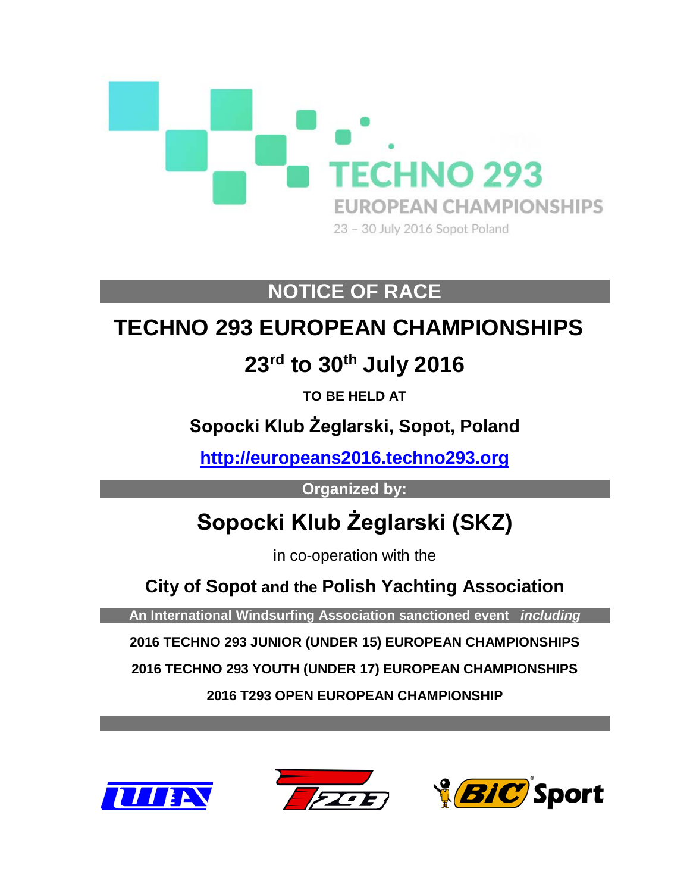TECHNO 293

EUROPEAN CHAMPIONSHIPS

23 – 30 July 2016 Sopot Poland

## NOTICE OF RACE

# TECHNO 293 EUROPEAN CHAMPIONSHIPS

## 23rd to 30th July 2016

**TO BE HELD AT**

**Sopocki Klub Żeglarski, Sopot, Poland**

**http://europeans2016.techno293.org**

**Organized by:**

## Sopocki Klub Żeglarski (SKZ)

in co-operation with the

**City of Sopot and the Polish Yachting Association**

**An International Windsurfing Association sanctioned event** ***including***

**2016 TECHNO 293 JUNIOR (UNDER 15) EUROPEAN CHAMPIONSHIPS**

**2016 TECHNO 293 YOUTH (UNDER 17) EUROPEAN CHAMPIONSHIPS**

**2016 T293 OPEN EUROPEAN CHAMPIONSHIP**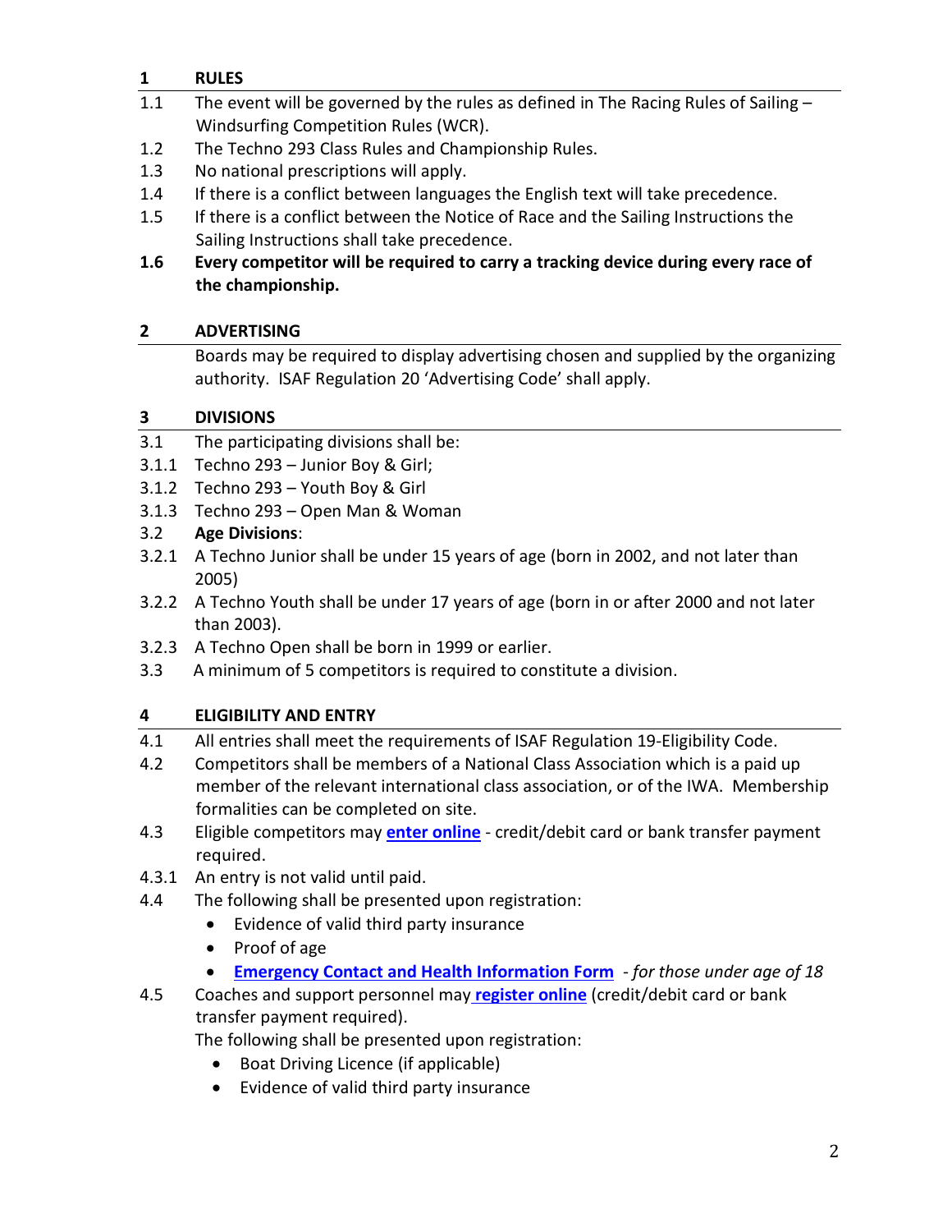## 1 RULES

1.1 The event will be governed by the rules as defined in The Racing Rules of Sailing – Windsurfing Competition Rules (WCR).

1.2 The Techno 293 Class Rules and Championship Rules.

1.3 No national prescriptions will apply.

1.4 If there is a conflict between languages the English text will take precedence.

1.5 If there is a conflict between the Notice of Race and the Sailing Instructions the Sailing Instructions shall take precedence.

**1.6 Every competitor will be required to carry a tracking device during every race of the championship.**

## 2 ADVERTISING

Boards may be required to display advertising chosen and supplied by the organizing authority. ISAF Regulation 20 'Advertising Code' shall apply.

## 3 DIVISIONS

3.1 The participating divisions shall be:

3.1.1 Techno 293 – Junior Boy & Girl;

3.1.2 Techno 293 – Youth Boy & Girl

3.1.3 Techno 293 – Open Man & Woman

3.2 **Age Divisions**:

3.2.1 A Techno Junior shall be under 15 years of age (born in 2002, and not later than 2005)

3.2.2 A Techno Youth shall be under 17 years of age (born in or after 2000 and not later than 2003).

3.2.3 A Techno Open shall be born in 1999 or earlier.

3.3 A minimum of 5 competitors is required to constitute a division.

## 4 ELIGIBILITY AND ENTRY

4.1 All entries shall meet the requirements of ISAF Regulation 19-Eligibility Code.

4.2 Competitors shall be members of a National Class Association which is a paid up member of the relevant international class association, or of the IWA. Membership formalities can be completed on site.

4.3 Eligible competitors may **enter online** - credit/debit card or bank transfer payment required.

4.3.1 An entry is not valid until paid.

4.4 The following shall be presented upon registration:

- Evidence of valid third party insurance
- Proof of age
- **Emergency Contact and Health Information Form** - *for those under age of 18*

4.5 Coaches and support personnel may **register online** (credit/debit card or bank transfer payment required).

The following shall be presented upon registration:

- Boat Driving Licence (if applicable)
- Evidence of valid third party insurance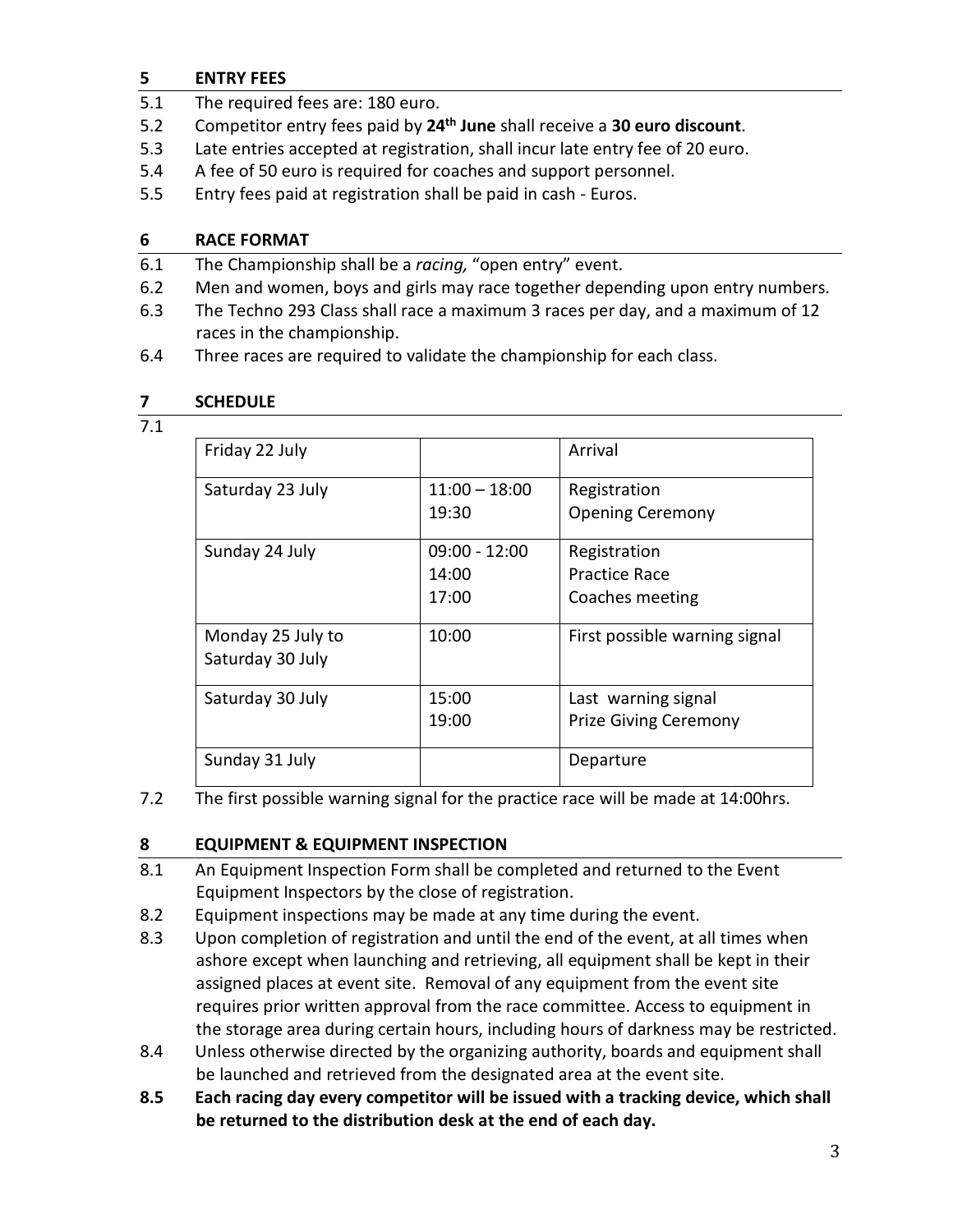## 5 ENTRY FEES

5.1 The required fees are: 180 euro.

5.2 Competitor entry fees paid by **24th June** shall receive a **30 euro discount**.

5.3 Late entries accepted at registration, shall incur late entry fee of 20 euro.

5.4 A fee of 50 euro is required for coaches and support personnel.

5.5 Entry fees paid at registration shall be paid in cash - Euros.

## 6 RACE FORMAT

6.1 The Championship shall be a *racing,* "open entry" event.

6.2 Men and women, boys and girls may race together depending upon entry numbers.

6.3 The Techno 293 Class shall race a maximum 3 races per day, and a maximum of 12 races in the championship.

6.4 Three races are required to validate the championship for each class.

## 7 SCHEDULE

7.1

| | | |
|---|---|---|
| Friday 22 July | | Arrival |
| Saturday 23 July | 11:00 – 18:00<br>19:30 | Registration<br>Opening Ceremony |
| Sunday 24 July | 09:00 - 12:00<br>14:00<br>17:00 | Registration<br>Practice Race<br>Coaches meeting |
| Monday 25 July to Saturday 30 July | 10:00 | First possible warning signal |
| Saturday 30 July | 15:00<br>19:00 | Last warning signal<br>Prize Giving Ceremony |
| Sunday 31 July | | Departure |

7.2 The first possible warning signal for the practice race will be made at 14:00hrs.

## 8 EQUIPMENT & EQUIPMENT INSPECTION

8.1 An Equipment Inspection Form shall be completed and returned to the Event Equipment Inspectors by the close of registration.

8.2 Equipment inspections may be made at any time during the event.

8.3 Upon completion of registration and until the end of the event, at all times when ashore except when launching and retrieving, all equipment shall be kept in their assigned places at event site. Removal of any equipment from the event site requires prior written approval from the race committee. Access to equipment in the storage area during certain hours, including hours of darkness may be restricted.

8.4 Unless otherwise directed by the organizing authority, boards and equipment shall be launched and retrieved from the designated area at the event site.

**8.5 Each racing day every competitor will be issued with a tracking device, which shall be returned to the distribution desk at the end of each day.**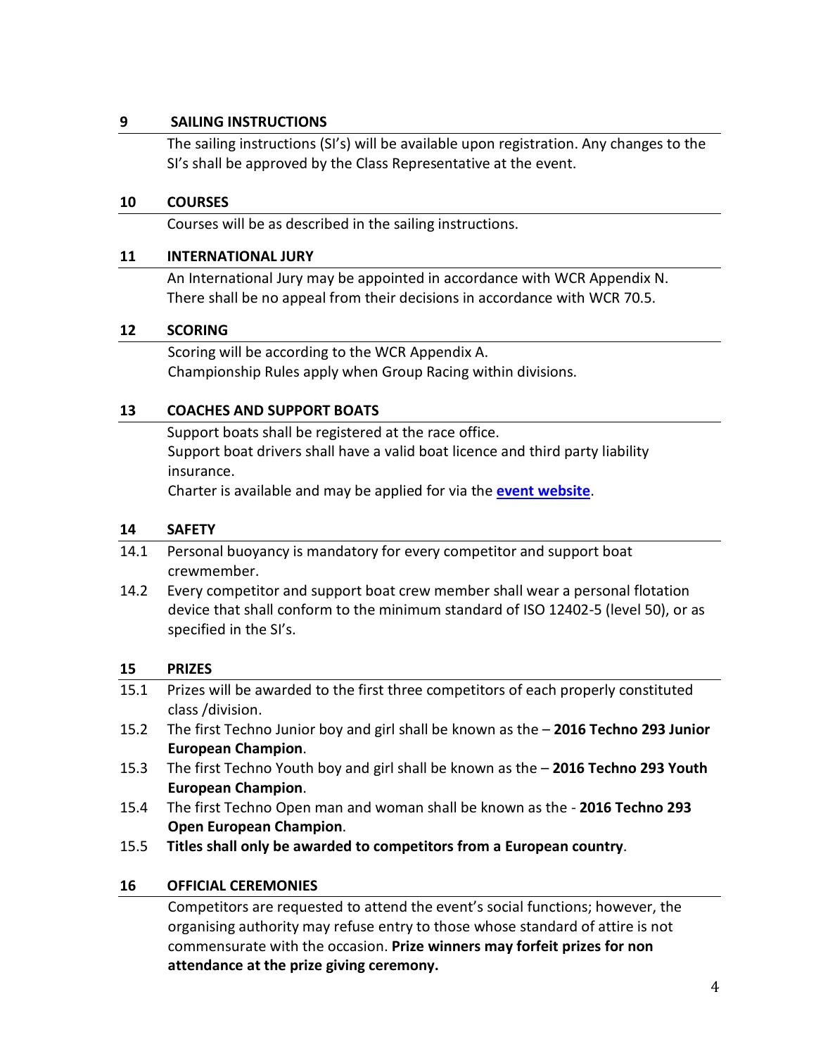## 9 SAILING INSTRUCTIONS

The sailing instructions (SI's) will be available upon registration. Any changes to the SI's shall be approved by the Class Representative at the event.

## 10 COURSES

Courses will be as described in the sailing instructions.

## 11 INTERNATIONAL JURY

An International Jury may be appointed in accordance with WCR Appendix N. There shall be no appeal from their decisions in accordance with WCR 70.5.

## 12 SCORING

Scoring will be according to the WCR Appendix A.
Championship Rules apply when Group Racing within divisions.

## 13 COACHES AND SUPPORT BOATS

Support boats shall be registered at the race office.
Support boat drivers shall have a valid boat licence and third party liability insurance.
Charter is available and may be applied for via the **event website**.

## 14 SAFETY

14.1 Personal buoyancy is mandatory for every competitor and support boat crewmember.

14.2 Every competitor and support boat crew member shall wear a personal flotation device that shall conform to the minimum standard of ISO 12402-5 (level 50), or as specified in the SI's.

## 15 PRIZES

15.1 Prizes will be awarded to the first three competitors of each properly constituted class /division.

15.2 The first Techno Junior boy and girl shall be known as the – **2016 Techno 293 Junior European Champion**.

15.3 The first Techno Youth boy and girl shall be known as the – **2016 Techno 293 Youth European Champion**.

15.4 The first Techno Open man and woman shall be known as the - **2016 Techno 293 Open European Champion**.

15.5 **Titles shall only be awarded to competitors from a European country**.

## 16 OFFICIAL CEREMONIES

Competitors are requested to attend the event's social functions; however, the organising authority may refuse entry to those whose standard of attire is not commensurate with the occasion. **Prize winners may forfeit prizes for non attendance at the prize giving ceremony.**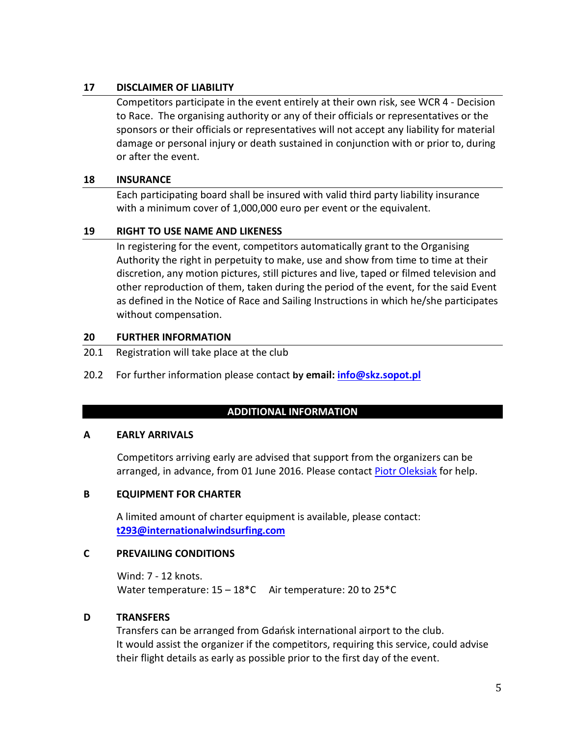## 17 DISCLAIMER OF LIABILITY

Competitors participate in the event entirely at their own risk, see WCR 4 - Decision to Race. The organising authority or any of their officials or representatives or the sponsors or their officials or representatives will not accept any liability for material damage or personal injury or death sustained in conjunction with or prior to, during or after the event.

## 18 INSURANCE

Each participating board shall be insured with valid third party liability insurance with a minimum cover of 1,000,000 euro per event or the equivalent.

## 19 RIGHT TO USE NAME AND LIKENESS

In registering for the event, competitors automatically grant to the Organising Authority the right in perpetuity to make, use and show from time to time at their discretion, any motion pictures, still pictures and live, taped or filmed television and other reproduction of them, taken during the period of the event, for the said Event as defined in the Notice of Race and Sailing Instructions in which he/she participates without compensation.

## 20 FURTHER INFORMATION

20.1 Registration will take place at the club

20.2 For further information please contact **by email: info@skz.sopot.pl**

## ADDITIONAL INFORMATION

### A EARLY ARRIVALS

Competitors arriving early are advised that support from the organizers can be arranged, in advance, from 01 June 2016. Please contact Piotr Oleksiak for help.

### B EQUIPMENT FOR CHARTER

A limited amount of charter equipment is available, please contact: **t293@internationalwindsurfing.com**

### C PREVAILING CONDITIONS

Wind: 7 - 12 knots.
Water temperature: 15 – 18*C Air temperature: 20 to 25*C

### D TRANSFERS

Transfers can be arranged from Gdańsk international airport to the club.
It would assist the organizer if the competitors, requiring this service, could advise their flight details as early as possible prior to the first day of the event.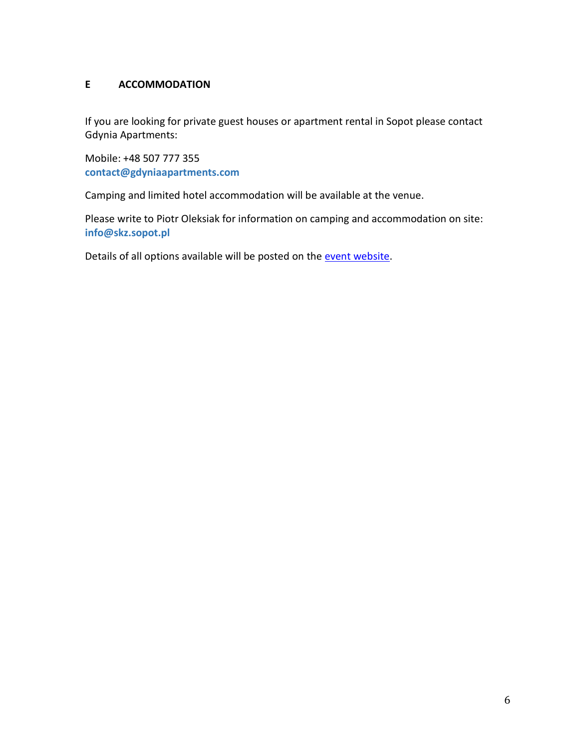## E ACCOMMODATION

If you are looking for private guest houses or apartment rental in Sopot please contact Gdynia Apartments:

Mobile: +48 507 777 355
**contact@gdyniaapartments.com**

Camping and limited hotel accommodation will be available at the venue.

Please write to Piotr Oleksiak for information on camping and accommodation on site:
**info@skz.sopot.pl**

Details of all options available will be posted on the event website.